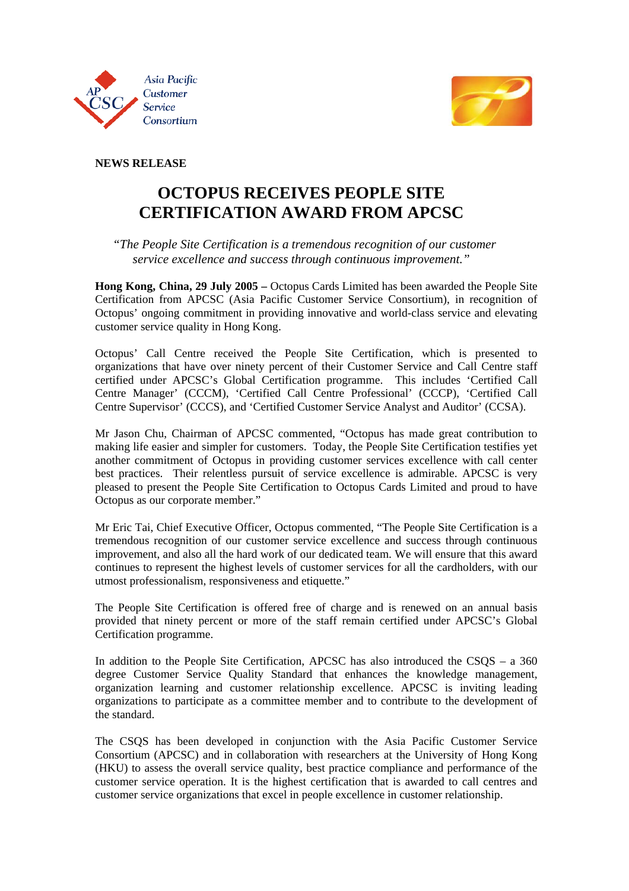Asia Pacific Customer Service Consortium

**NEWS RELEASE**

# OCTOPUS RECEIVES PEOPLE SITE CERTIFICATION AWARD FROM APCSC

*"The People Site Certification is a tremendous recognition of our customer service excellence and success through continuous improvement."*

**Hong Kong, China, 29 July 2005 –** Octopus Cards Limited has been awarded the People Site Certification from APCSC (Asia Pacific Customer Service Consortium), in recognition of Octopus' ongoing commitment in providing innovative and world-class service and elevating customer service quality in Hong Kong.

Octopus' Call Centre received the People Site Certification, which is presented to organizations that have over ninety percent of their Customer Service and Call Centre staff certified under APCSC's Global Certification programme. This includes 'Certified Call Centre Manager' (CCCM), 'Certified Call Centre Professional' (CCCP), 'Certified Call Centre Supervisor' (CCCS), and 'Certified Customer Service Analyst and Auditor' (CCSA).

Mr Jason Chu, Chairman of APCSC commented, "Octopus has made great contribution to making life easier and simpler for customers. Today, the People Site Certification testifies yet another commitment of Octopus in providing customer services excellence with call center best practices. Their relentless pursuit of service excellence is admirable. APCSC is very pleased to present the People Site Certification to Octopus Cards Limited and proud to have Octopus as our corporate member."

Mr Eric Tai, Chief Executive Officer, Octopus commented, "The People Site Certification is a tremendous recognition of our customer service excellence and success through continuous improvement, and also all the hard work of our dedicated team. We will ensure that this award continues to represent the highest levels of customer services for all the cardholders, with our utmost professionalism, responsiveness and etiquette."

The People Site Certification is offered free of charge and is renewed on an annual basis provided that ninety percent or more of the staff remain certified under APCSC's Global Certification programme.

In addition to the People Site Certification, APCSC has also introduced the CSQS – a 360 degree Customer Service Quality Standard that enhances the knowledge management, organization learning and customer relationship excellence. APCSC is inviting leading organizations to participate as a committee member and to contribute to the development of the standard.

The CSQS has been developed in conjunction with the Asia Pacific Customer Service Consortium (APCSC) and in collaboration with researchers at the University of Hong Kong (HKU) to assess the overall service quality, best practice compliance and performance of the customer service operation. It is the highest certification that is awarded to call centres and customer service organizations that excel in people excellence in customer relationship.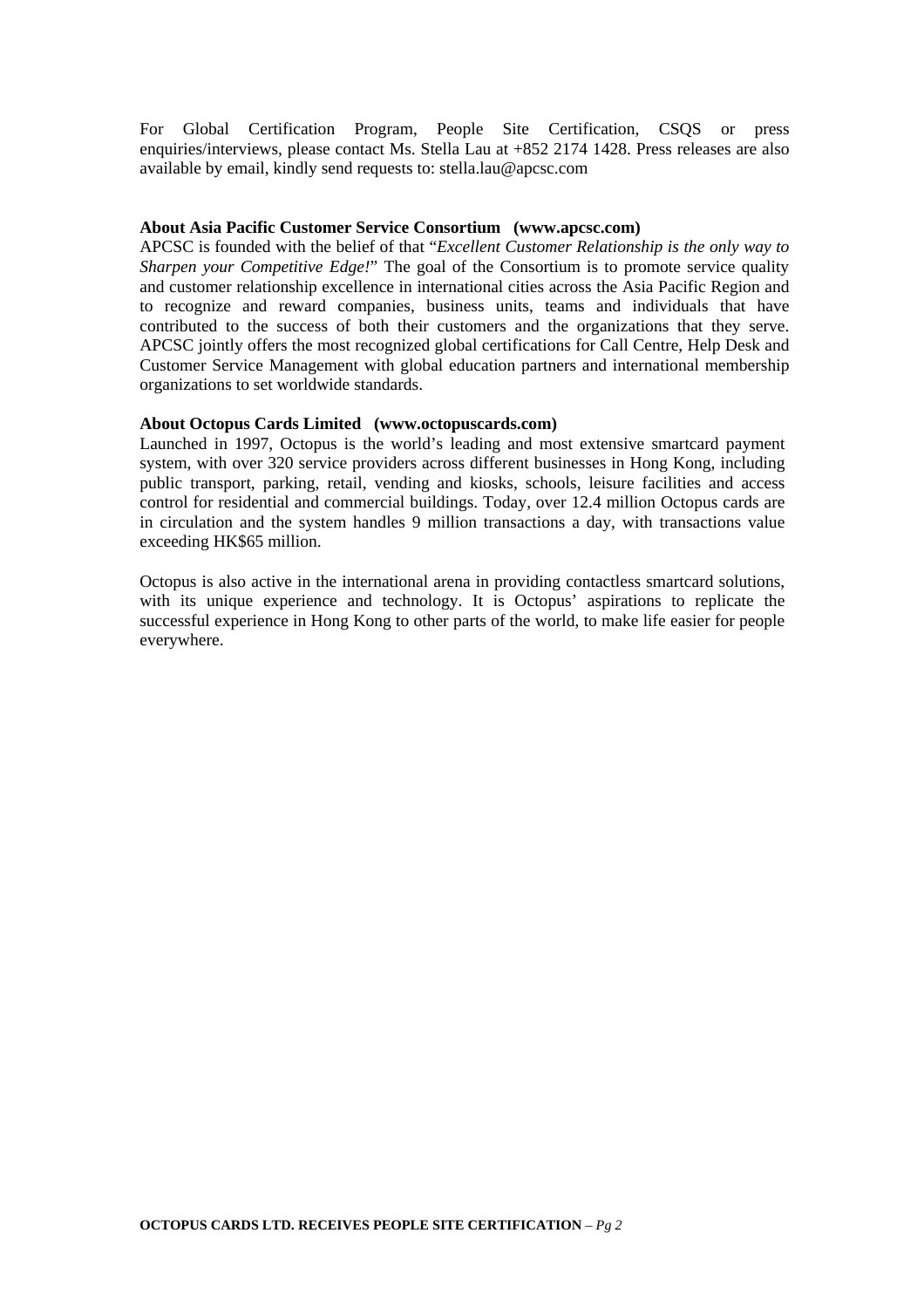For Global Certification Program, People Site Certification, CSQS or press enquiries/interviews, please contact Ms. Stella Lau at +852 2174 1428. Press releases are also available by email, kindly send requests to: stella.lau@apcsc.com

**About Asia Pacific Customer Service Consortium (www.apcsc.com)**

APCSC is founded with the belief of that "*Excellent Customer Relationship is the only way to Sharpen your Competitive Edge!*" The goal of the Consortium is to promote service quality and customer relationship excellence in international cities across the Asia Pacific Region and to recognize and reward companies, business units, teams and individuals that have contributed to the success of both their customers and the organizations that they serve. APCSC jointly offers the most recognized global certifications for Call Centre, Help Desk and Customer Service Management with global education partners and international membership organizations to set worldwide standards.

**About Octopus Cards Limited (www.octopuscards.com)**

Launched in 1997, Octopus is the world's leading and most extensive smartcard payment system, with over 320 service providers across different businesses in Hong Kong, including public transport, parking, retail, vending and kiosks, schools, leisure facilities and access control for residential and commercial buildings. Today, over 12.4 million Octopus cards are in circulation and the system handles 9 million transactions a day, with transactions value exceeding HK$65 million.

Octopus is also active in the international arena in providing contactless smartcard solutions, with its unique experience and technology. It is Octopus' aspirations to replicate the successful experience in Hong Kong to other parts of the world, to make life easier for people everywhere.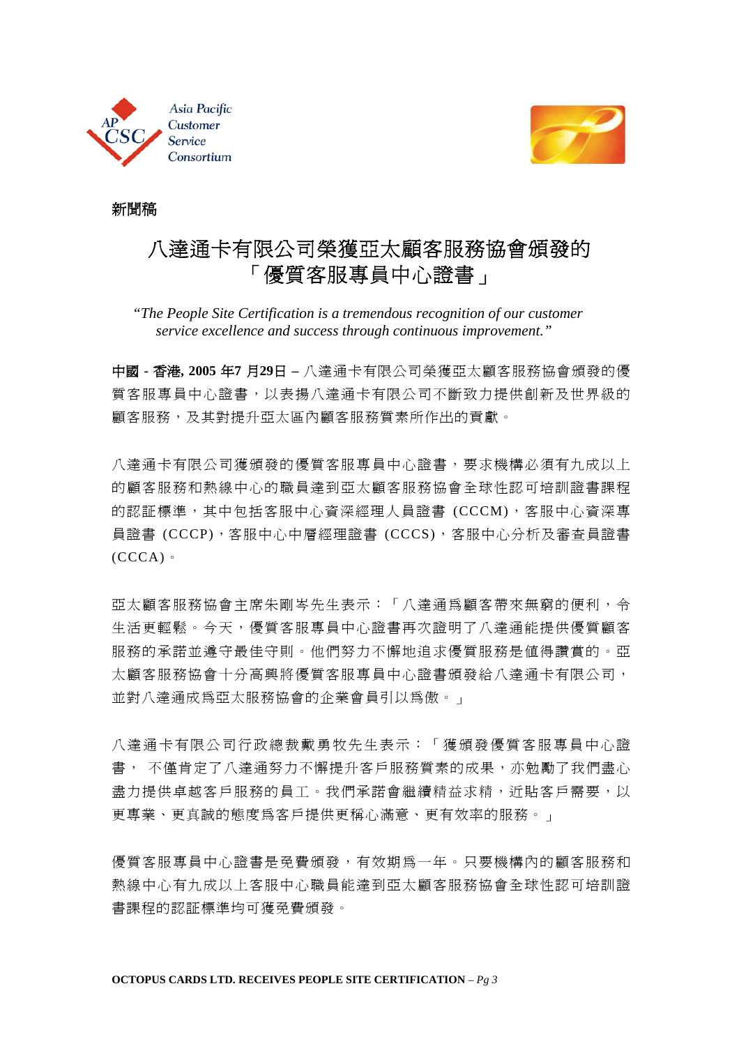**新聞稿**

# 八達通卡有限公司榮獲亞太顧客服務協會頒發的「優質客服專員中心證書」

*"The People Site Certification is a tremendous recognition of our customer service excellence and success through continuous improvement."*

**中國 - 香港, 2005 年7 月29日** – 八達通卡有限公司榮獲亞太顧客服務協會頒發的優質客服專員中心證書，以表揚八達通卡有限公司不斷致力提供創新及世界級的顧客服務，及其對提升亞太區內顧客服務質素所作出的貢獻。

八達通卡有限公司獲頒發的優質客服專員中心證書，要求機構必須有九成以上的顧客服務和熱線中心的職員達到亞太顧客服務協會全球性認可培訓證書課程的認証標準，其中包括客服中心資深經理人員證書 (CCCM)，客服中心資深專員證書 (CCCP)，客服中心中層經理證書 (CCCS)，客服中心分析及審查員證書 (CCCA)。

亞太顧客服務協會主席朱剛岑先生表示：「八達通爲顧客帶來無窮的便利，令生活更輕鬆。今天，優質客服專員中心證書再次證明了八達通能提供優質顧客服務的承諾並遵守最佳守則。他們努力不懈地追求優質服務是值得讚賞的。亞太顧客服務協會十分高興將優質客服專員中心證書頒發給八達通卡有限公司，並對八達通成爲亞太服務協會的企業會員引以爲傲。」

八達通卡有限公司行政總裁戴勇牧先生表示：「獲頒發優質客服專員中心證書， 不僅肯定了八達通努力不懈提升客戶服務質素的成果，亦勉勵了我們盡心盡力提供卓越客戶服務的員工。我們承諾會繼續精益求精，近貼客戶需要，以更專業、更真誠的態度爲客戶提供更稱心滿意、更有效率的服務。」

優質客服專員中心證書是免費頒發，有效期爲一年。只要機構內的顧客服務和熱線中心有九成以上客服中心職員能達到亞太顧客服務協會全球性認可培訓證書課程的認証標準均可獲免費頒發。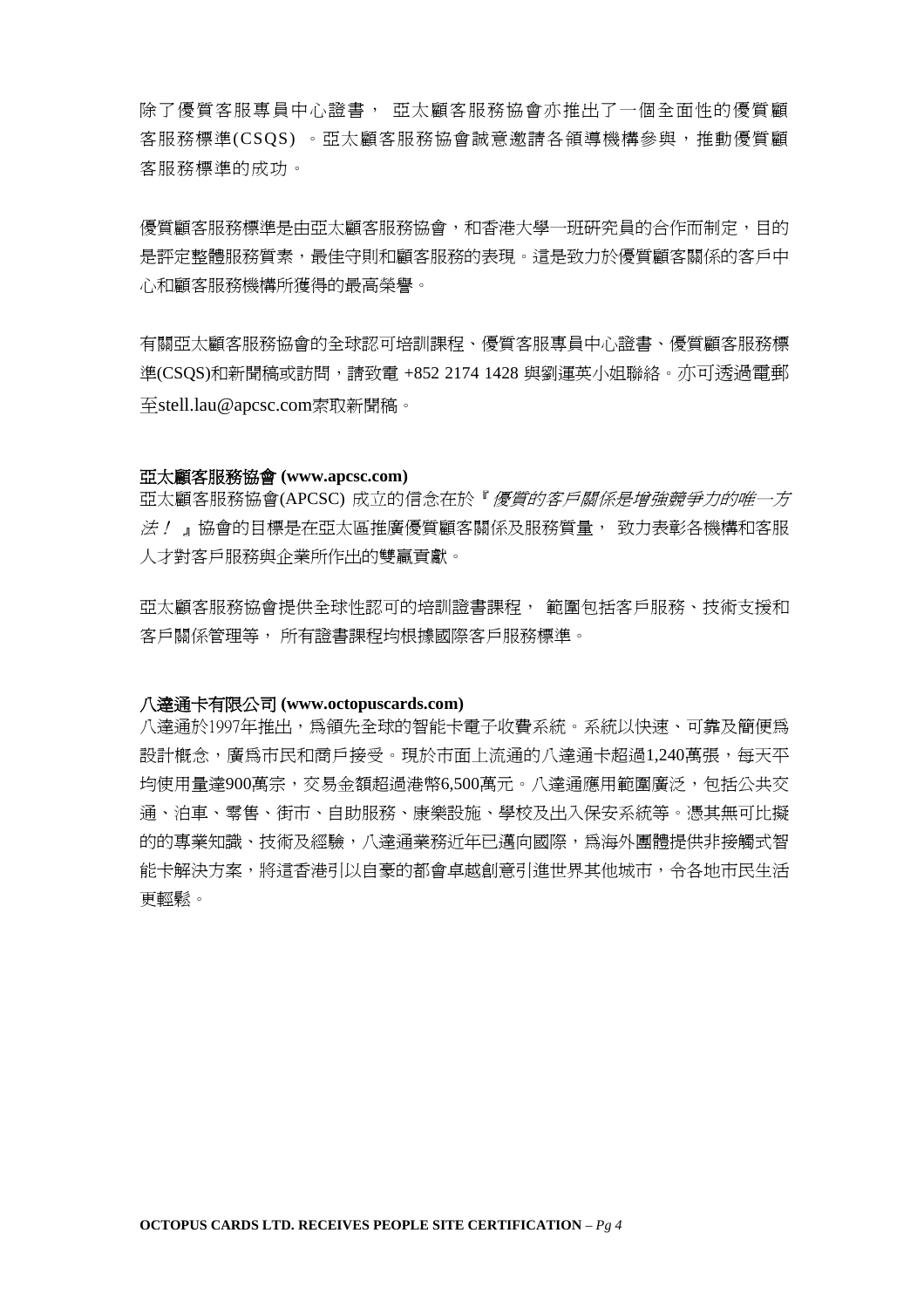除了優質客服專員中心證書， 亞太顧客服務協會亦推出了一個全面性的優質顧客服務標準(CSQS) 。亞太顧客服務協會誠意邀請各領導機構參與，推動優質顧客服務標準的成功。

優質顧客服務標準是由亞太顧客服務協會，和香港大學一班研究員的合作而制定，目的是評定整體服務質素，最佳守則和顧客服務的表現。這是致力於優質顧客關係的客戶中心和顧客服務機構所獲得的最高榮譽。

有關亞太顧客服務協會的全球認可培訓課程、優質客服專員中心證書、優質顧客服務標準(CSQS)和新聞稿或訪問，請致電 +852 2174 1428 與劉運英小姐聯絡。亦可透過電郵至stell.lau@apcsc.com索取新聞稿。

**亞太顧客服務協會 (www.apcsc.com)**
亞太顧客服務協會(APCSC) 成立的信念在於『*優質的客戶關係是增強競爭力的唯一方法！* 』協會的目標是在亞太區推廣優質顧客關係及服務質量， 致力表彰各機構和客服人才對客戶服務與企業所作出的雙贏貢獻。

亞太顧客服務協會提供全球性認可的培訓證書課程， 範圍包括客戶服務、技術支援和客戶關係管理等， 所有證書課程均根據國際客戶服務標準。

**八達通卡有限公司 (www.octopuscards.com)**
八達通於1997年推出，爲領先全球的智能卡電子收費系統。系統以快速、可靠及簡便爲設計概念，廣爲市民和商戶接受。現於市面上流通的八達通卡超過1,240萬張，每天平均使用量達900萬宗，交易金額超過港幣6,500萬元。八達通應用範圍廣泛，包括公共交通、泊車、零售、街市、自助服務、康樂設施、學校及出入保安系統等。憑其無可比擬的的專業知識、技術及經驗，八達通業務近年已邁向國際，爲海外團體提供非接觸式智能卡解決方案，將這香港引以自豪的都會卓越創意引進世界其他城市，令各地市民生活更輕鬆。